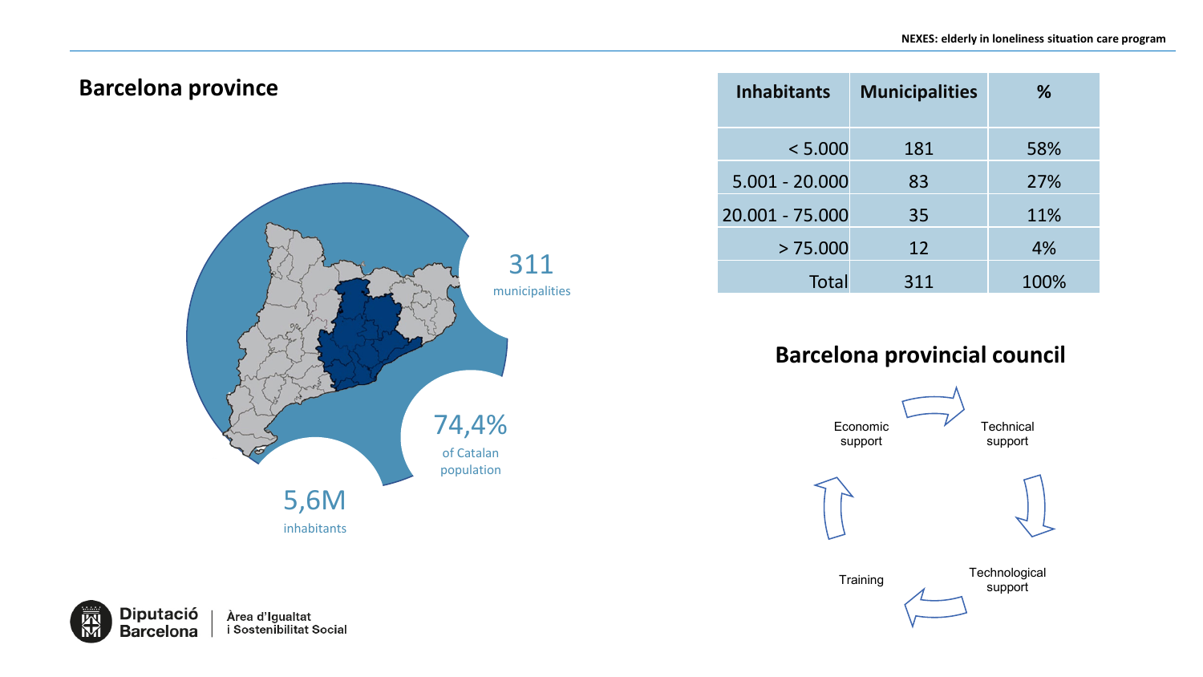## Barcelona province

311
municipalities

74,4%
of Catalan population

5,6M
inhabitants

| Inhabitants | Municipalities | % |
|---|---|---|
| < 5.000 | 181 | 58% |
| 5.001 - 20.000 | 83 | 27% |
| 20.001 - 75.000 | 35 | 11% |
| > 75.000 | 12 | 4% |
| Total | 311 | 100% |

## Barcelona provincial council

- Economic support
- Technical support
- Technological support
- Training

Diputació Barcelona | Àrea d'Igualtat i Sostenibilitat Social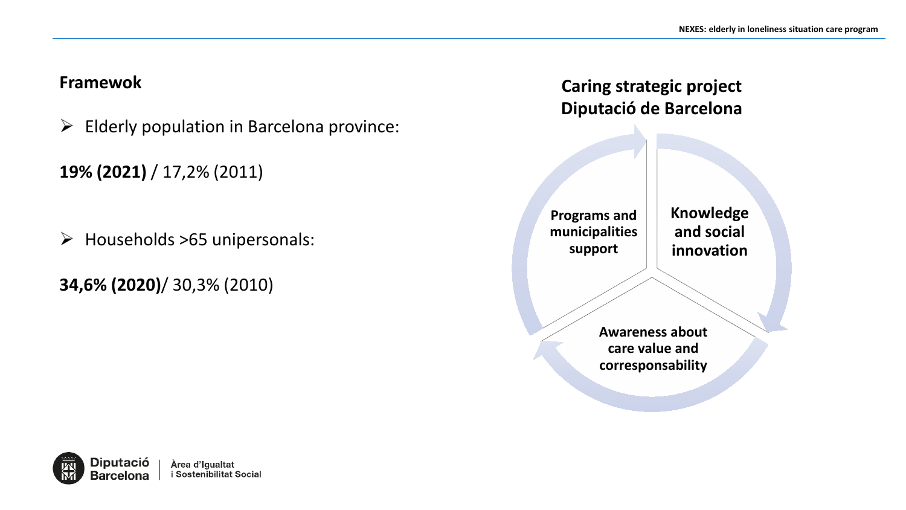## Framewok

- Elderly population in Barcelona province:

**19% (2021)** / 17,2% (2011)

- Households >65 unipersonals:

**34,6% (2020)**/ 30,3% (2010)

### Caring strategic project Diputació de Barcelona

**Programs and municipalities support**

**Knowledge and social innovation**

**Awareness about care value and corresponsability**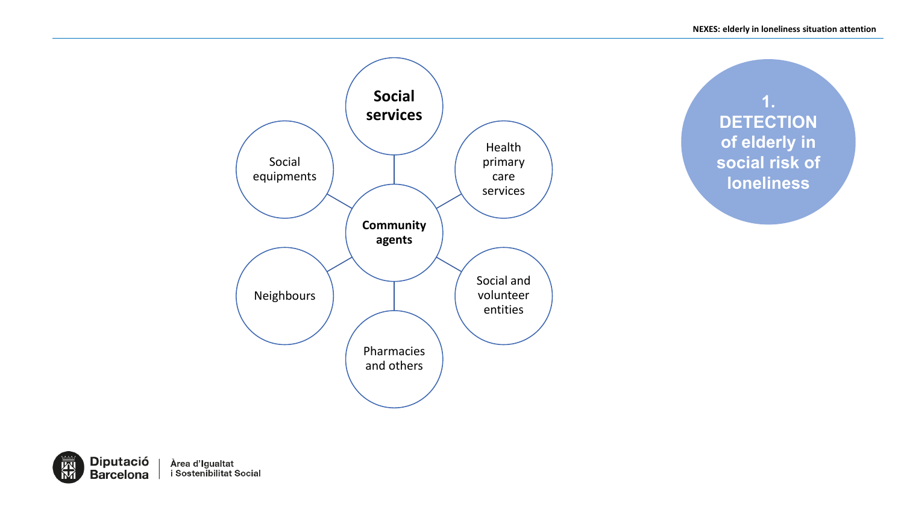# 1. DETECTION of elderly in social risk of loneliness

**Community agents**

- **Social services**
- Health primary care services
- Social and volunteer entities
- Pharmacies and others
- Neighbours
- Social equipments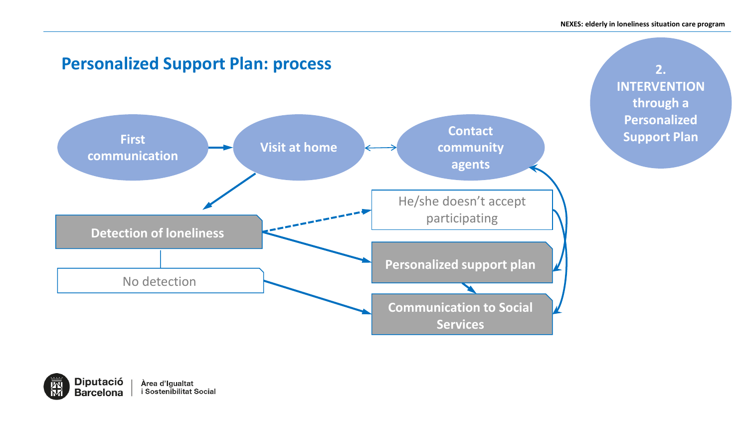## Personalized Support Plan: process

**2. INTERVENTION through a Personalized Support Plan**

- First communication
- Visit at home
- Contact community agents
- Detection of loneliness
- No detection
- He/she doesn't accept participating
- Personalized support plan
- Communication to Social Services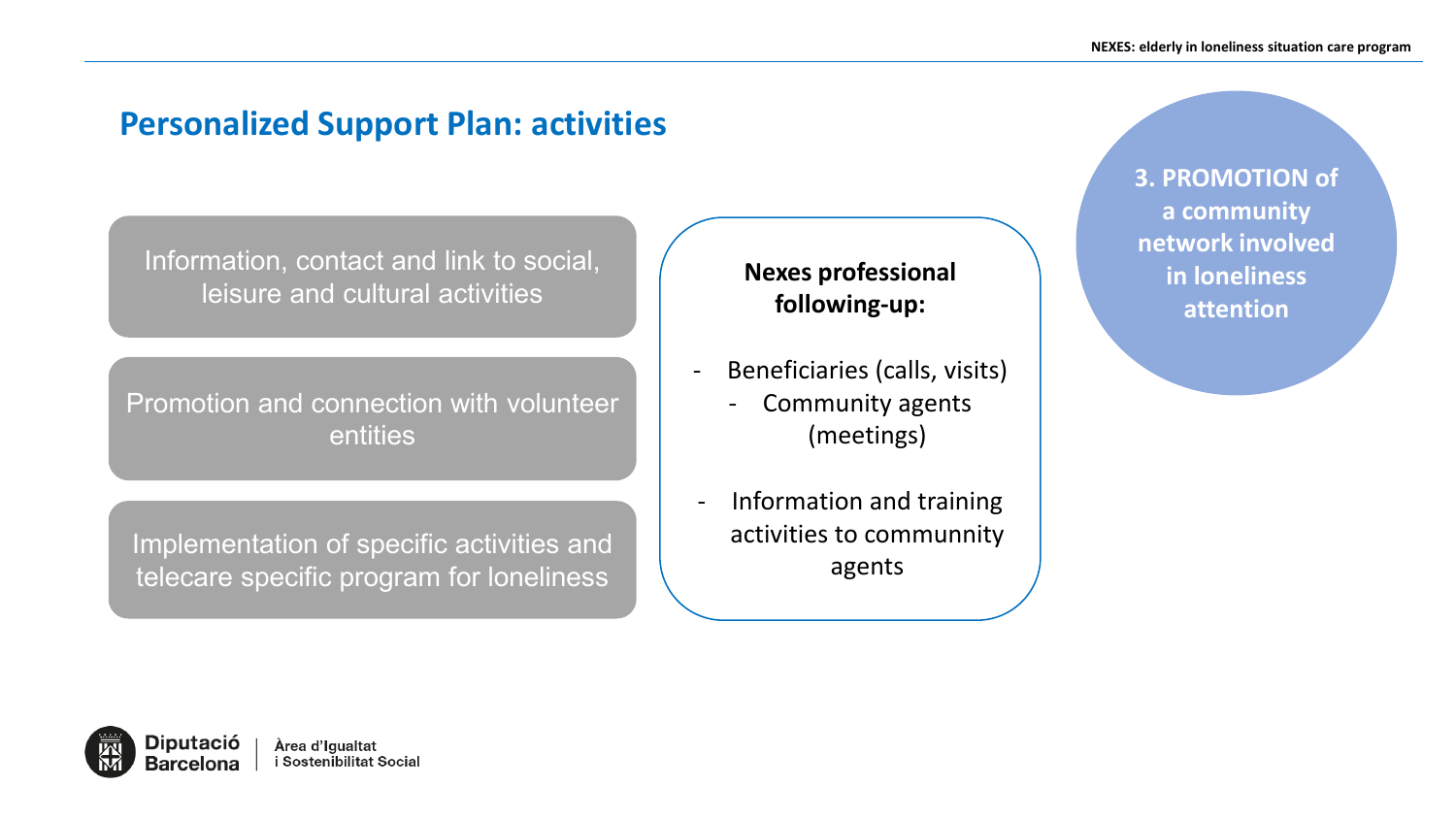## Personalized Support Plan: activities

Information, contact and link to social, leisure and cultural activities

Promotion and connection with volunteer entities

Implementation of specific activities and telecare specific program for loneliness

**Nexes professional following-up:**

- Beneficiaries (calls, visits)
  - Community agents (meetings)
- Information and training activities to communnity agents

**3. PROMOTION of a community network involved in loneliness attention**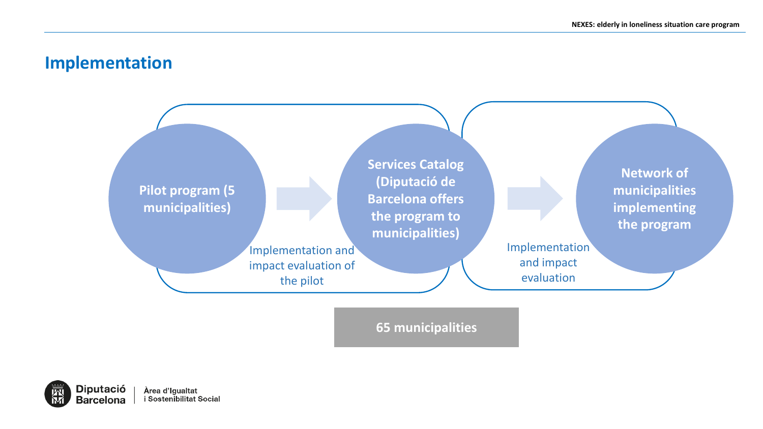# Implementation

**Pilot program (5 municipalities)**

→

Implementation and impact evaluation of the pilot

**Services Catalog (Diputació de Barcelona offers the program to municipalities)**

→

Implementation and impact evaluation

**Network of municipalities implementing the program**

**65 municipalities**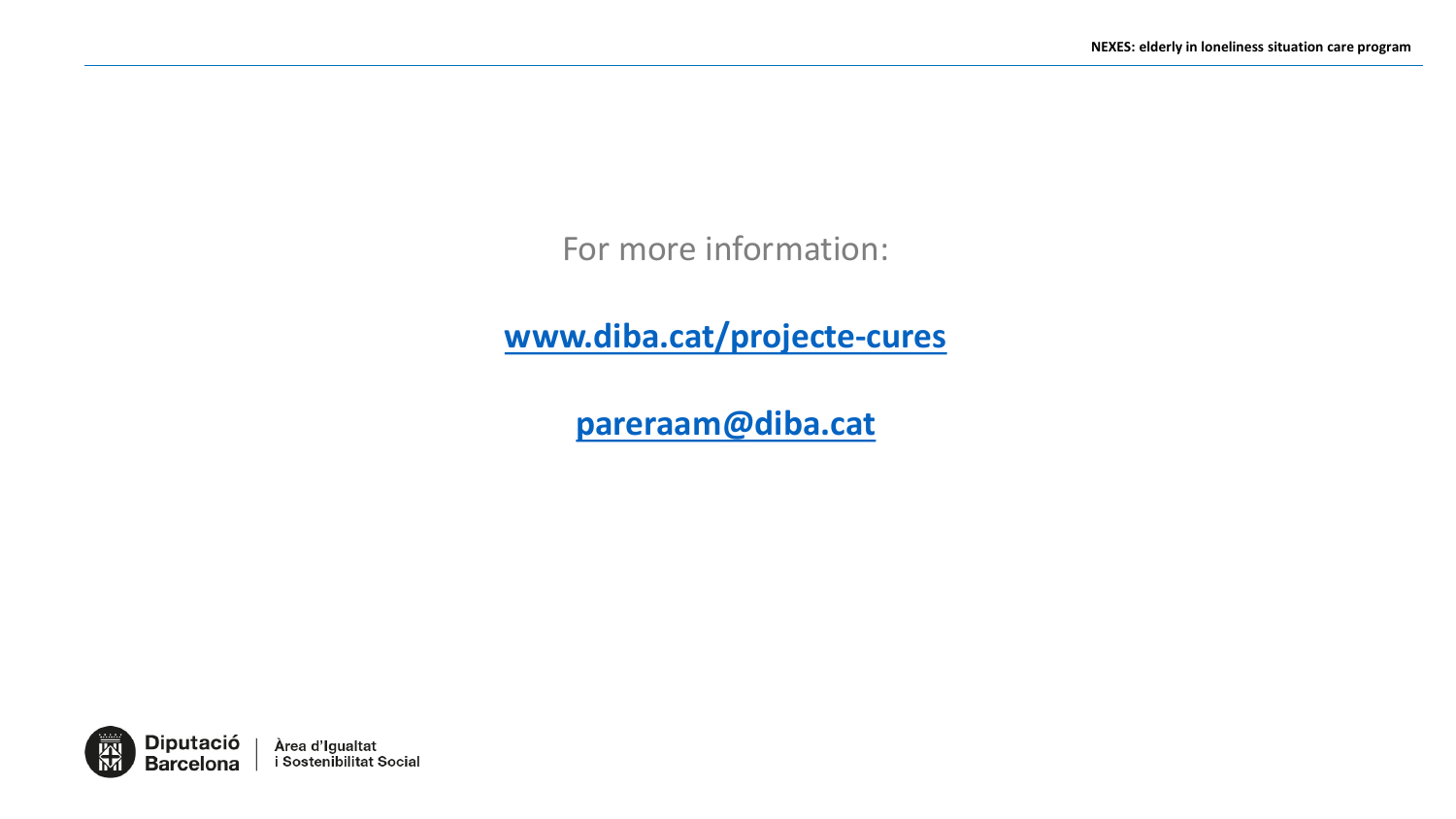For more information:

**www.diba.cat/projecte-cures**

**pareraam@diba.cat**

Diputació Barcelona | Àrea d'Igualtat i Sostenibilitat Social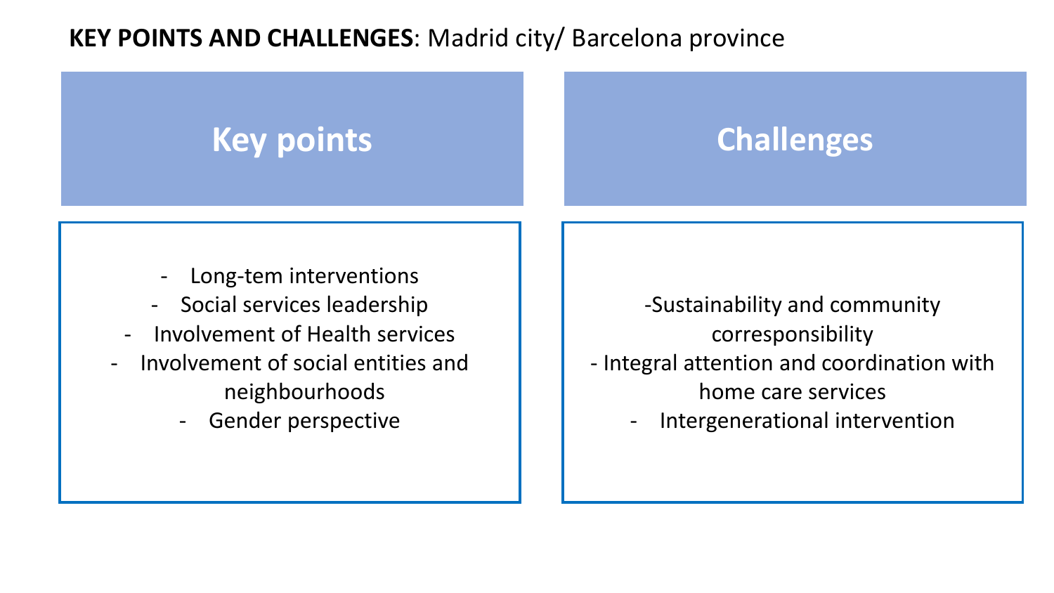**KEY POINTS AND CHALLENGES**: Madrid city/ Barcelona province

## Key points

- Long-tem interventions
- Social services leadership
- Involvement of Health services
- Involvement of social entities and neighbourhoods
- Gender perspective

## Challenges

- Sustainability and community corresponsibility
- Integral attention and coordination with home care services
- Intergenerational intervention